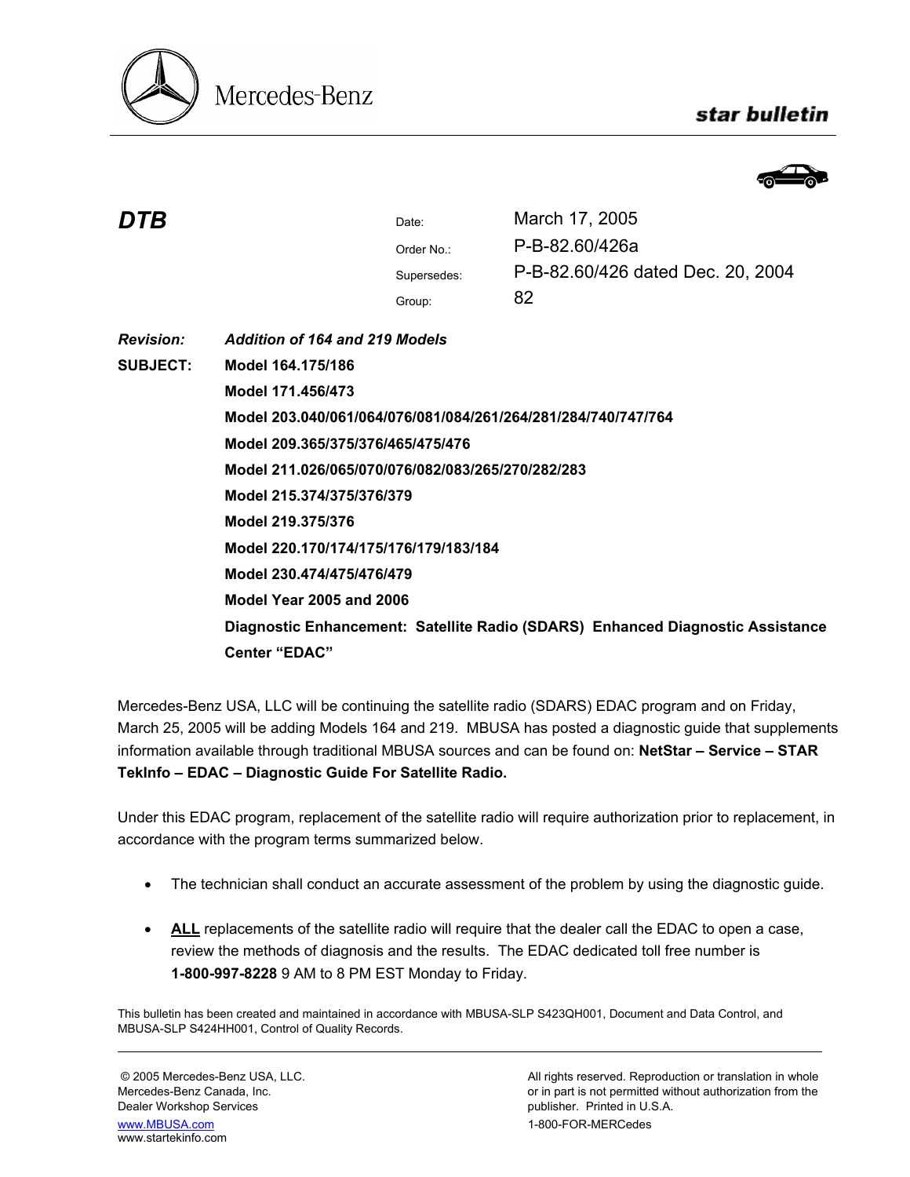Mercedes-Benz

**star bulletin**

## DTB

| | |
|---|---|
| Date: | March 17, 2005 |
| Order No.: | P-B-82.60/426a |
| Supersedes: | P-B-82.60/426 dated Dec. 20, 2004 |
| Group: | 82 |

***Revision:*** ***Addition of 164 and 219 Models***

**SUBJECT:**
**Model 164.175/186**
**Model 171.456/473**
**Model 203.040/061/064/076/081/084/261/264/281/284/740/747/764**
**Model 209.365/375/376/465/475/476**
**Model 211.026/065/070/076/082/083/265/270/282/283**
**Model 215.374/375/376/379**
**Model 219.375/376**
**Model 220.170/174/175/176/179/183/184**
**Model 230.474/475/476/479**
**Model Year 2005 and 2006**
**Diagnostic Enhancement: Satellite Radio (SDARS) Enhanced Diagnostic Assistance Center "EDAC"**

Mercedes-Benz USA, LLC will be continuing the satellite radio (SDARS) EDAC program and on Friday, March 25, 2005 will be adding Models 164 and 219. MBUSA has posted a diagnostic guide that supplements information available through traditional MBUSA sources and can be found on: **NetStar – Service – STAR TekInfo – EDAC – Diagnostic Guide For Satellite Radio.**

Under this EDAC program, replacement of the satellite radio will require authorization prior to replacement, in accordance with the program terms summarized below.

- The technician shall conduct an accurate assessment of the problem by using the diagnostic guide.
- **ALL** replacements of the satellite radio will require that the dealer call the EDAC to open a case, review the methods of diagnosis and the results. The EDAC dedicated toll free number is **1-800-997-8228** 9 AM to 8 PM EST Monday to Friday.

This bulletin has been created and maintained in accordance with MBUSA-SLP S423QH001, Document and Data Control, and MBUSA-SLP S424HH001, Control of Quality Records.

© 2005 Mercedes-Benz USA, LLC.
Mercedes-Benz Canada, Inc.
Dealer Workshop Services
www.MBUSA.com
www.startekinfo.com

All rights reserved. Reproduction or translation in whole or in part is not permitted without authorization from the publisher. Printed in U.S.A.
1-800-FOR-MERCedes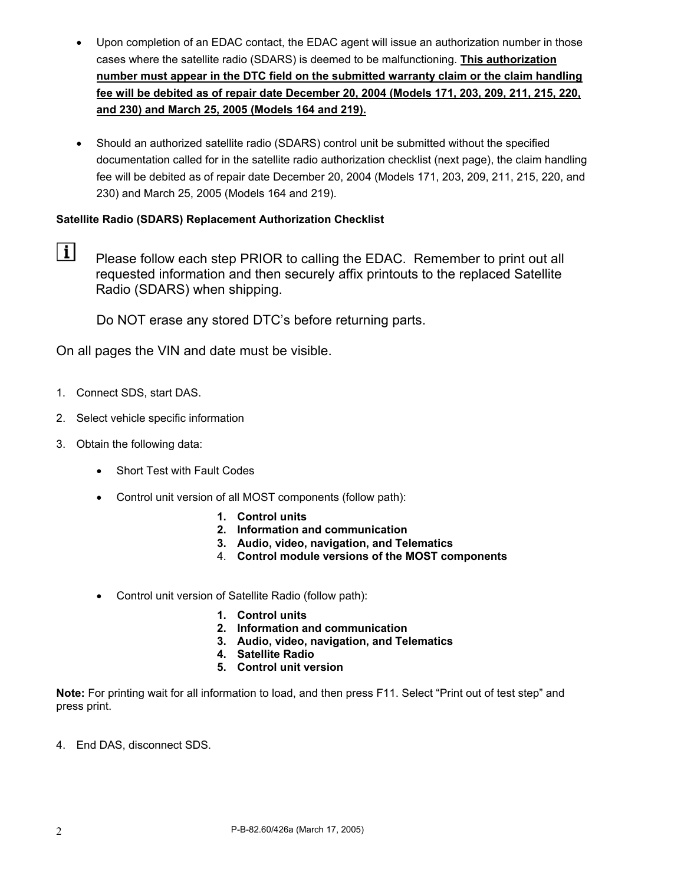- Upon completion of an EDAC contact, the EDAC agent will issue an authorization number in those cases where the satellite radio (SDARS) is deemed to be malfunctioning. **This authorization number must appear in the DTC field on the submitted warranty claim or the claim handling fee will be debited as of repair date December 20, 2004 (Models 171, 203, 209, 211, 215, 220, and 230) and March 25, 2005 (Models 164 and 219).**

- Should an authorized satellite radio (SDARS) control unit be submitted without the specified documentation called for in the satellite radio authorization checklist (next page), the claim handling fee will be debited as of repair date December 20, 2004 (Models 171, 203, 209, 211, 215, 220, and 230) and March 25, 2005 (Models 164 and 219).

**Satellite Radio (SDARS) Replacement Authorization Checklist**

Please follow each step PRIOR to calling the EDAC. Remember to print out all requested information and then securely affix printouts to the replaced Satellite Radio (SDARS) when shipping.

Do NOT erase any stored DTC's before returning parts.

On all pages the VIN and date must be visible.

1. Connect SDS, start DAS.
2. Select vehicle specific information
3. Obtain the following data:
   - Short Test with Fault Codes
   - Control unit version of all MOST components (follow path):
     1. **Control units**
     2. **Information and communication**
     3. **Audio, video, navigation, and Telematics**
     4. **Control module versions of the MOST components**
   - Control unit version of Satellite Radio (follow path):
     1. **Control units**
     2. **Information and communication**
     3. **Audio, video, navigation, and Telematics**
     4. **Satellite Radio**
     5. **Control unit version**

**Note:** For printing wait for all information to load, and then press F11. Select "Print out of test step" and press print.

4. End DAS, disconnect SDS.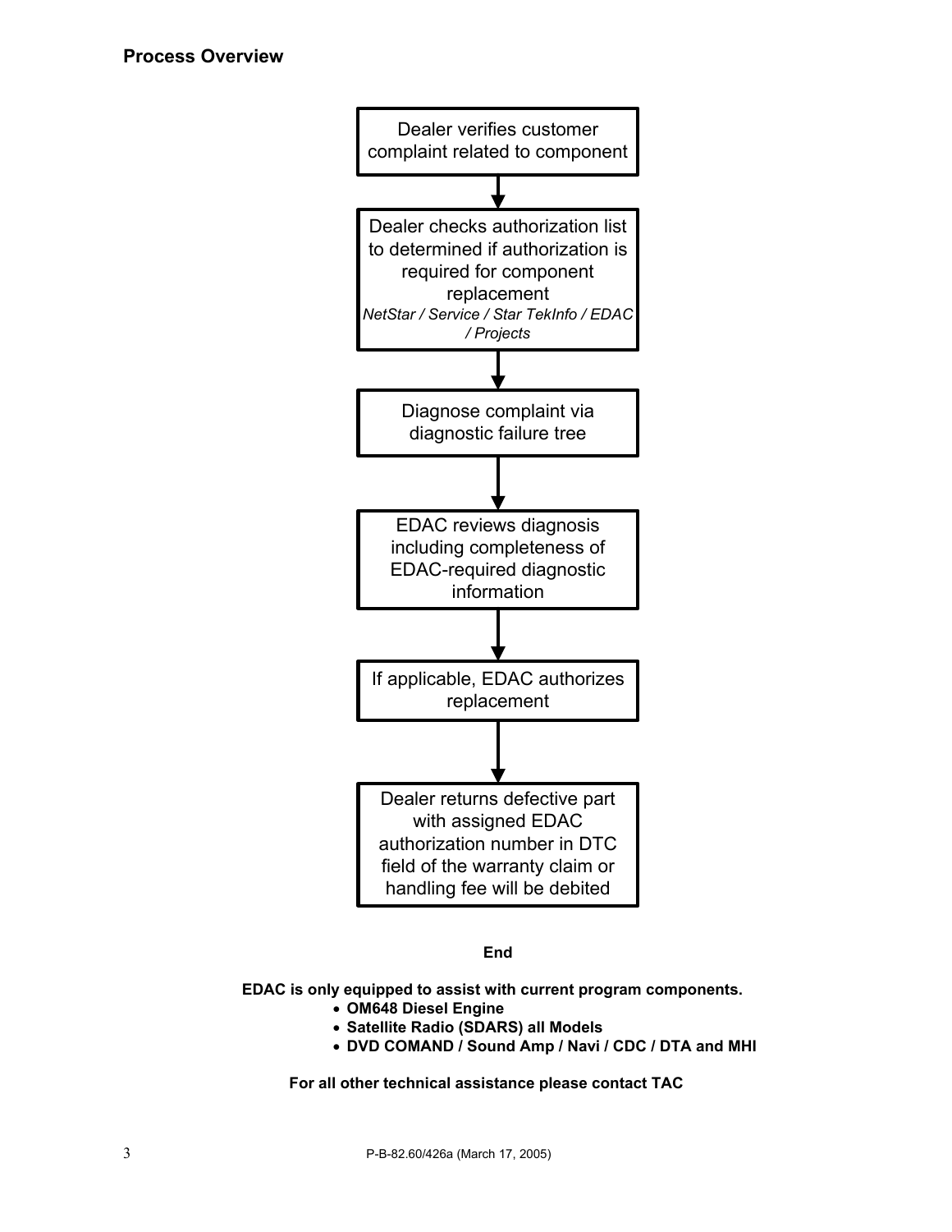## Process Overview

Dealer verifies customer complaint related to component

↓

Dealer checks authorization list to determined if authorization is required for component replacement
*NetStar / Service / Star TekInfo / EDAC / Projects*

↓

Diagnose complaint via diagnostic failure tree

↓

EDAC reviews diagnosis including completeness of EDAC-required diagnostic information

↓

If applicable, EDAC authorizes replacement

↓

Dealer returns defective part with assigned EDAC authorization number in DTC field of the warranty claim or handling fee will be debited

**End**

**EDAC is only equipped to assist with current program components.**

- **OM648 Diesel Engine**
- **Satellite Radio (SDARS) all Models**
- **DVD COMAND / Sound Amp / Navi / CDC / DTA and MHI**

**For all other technical assistance please contact TAC**

P-B-82.60/426a (March 17, 2005)